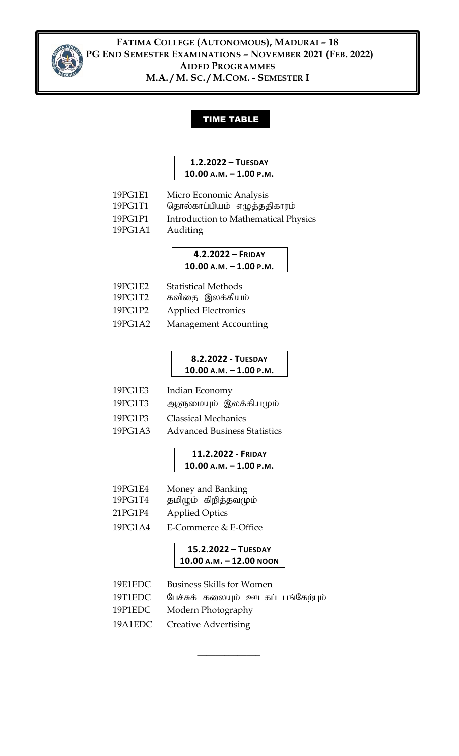# FATIMA COLLEGE (AUTONOMOUS), MADURAI – 18
## PG END SEMESTER EXAMINATIONS – NOVEMBER 2021 (FEB. 2022)
### AIDED PROGRAMMES
### M.A. / M. SC. / M.COM. - SEMESTER I

**TIME TABLE**

**1.2.2022 – TUESDAY**
**10.00 A.M. – 1.00 P.M.**

| | |
|---|---|
| 19PG1E1 | Micro Economic Analysis |
| 19PG1T1 | தொல்காப்பியம் எழுத்ததிகாரம் |
| 19PG1P1 | Introduction to Mathematical Physics |
| 19PG1A1 | Auditing |

**4.2.2022 – FRIDAY**
**10.00 A.M. – 1.00 P.M.**

| | |
|---|---|
| 19PG1E2 | Statistical Methods |
| 19PG1T2 | கவிதை இலக்கியம் |
| 19PG1P2 | Applied Electronics |
| 19PG1A2 | Management Accounting |

**8.2.2022 - TUESDAY**
**10.00 A.M. – 1.00 P.M.**

| | |
|---|---|
| 19PG1E3 | Indian Economy |
| 19PG1T3 | ஆளுமையும் இலக்கியமும் |
| 19PG1P3 | Classical Mechanics |
| 19PG1A3 | Advanced Business Statistics |

**11.2.2022 - FRIDAY**
**10.00 A.M. – 1.00 P.M.**

| | |
|---|---|
| 19PG1E4 | Money and Banking |
| 19PG1T4 | தமிழும் கிறித்தவமும் |
| 21PG1P4 | Applied Optics |
| 19PG1A4 | E-Commerce & E-Office |

**15.2.2022 – TUESDAY**
**10.00 A.M. – 12.00 NOON**

| | |
|---|---|
| 19E1EDC | Business Skills for Women |
| 19T1EDC | பேச்சுக் கலையும் ஊடகப் பங்கேற்பும் |
| 19P1EDC | Modern Photography |
| 19A1EDC | Creative Advertising |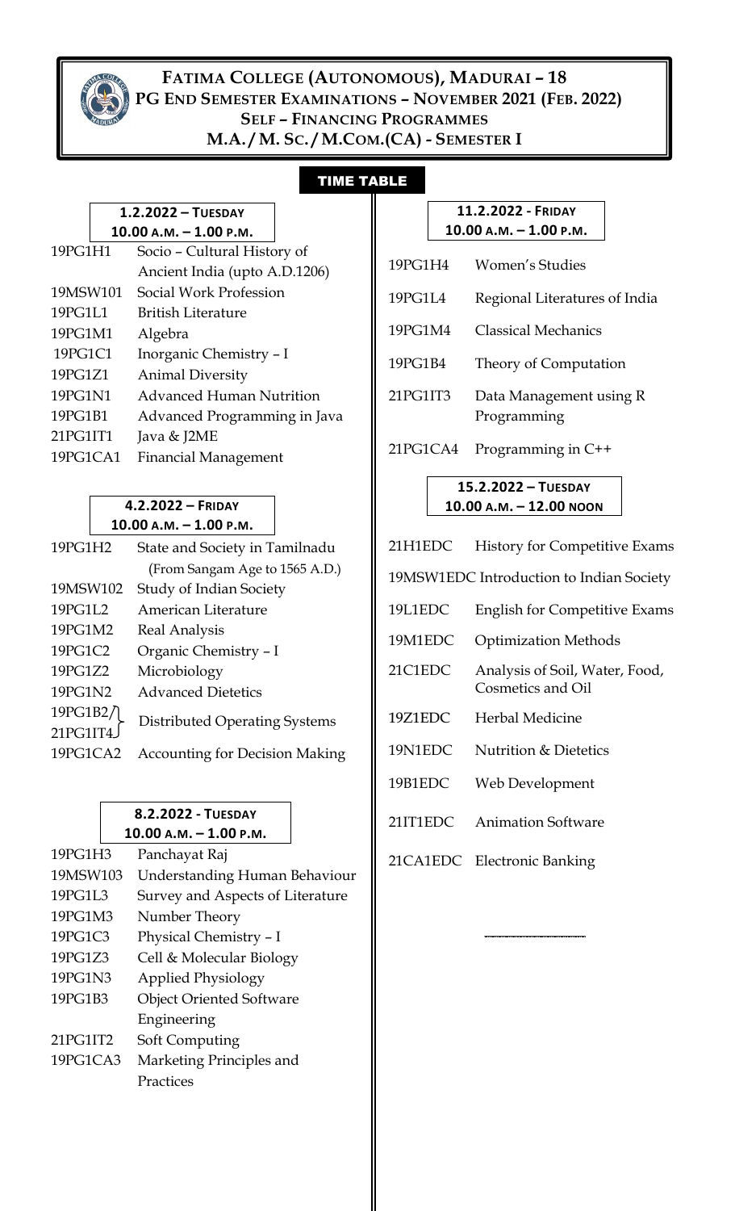# FATIMA COLLEGE (AUTONOMOUS), MADURAI – 18

## PG END SEMESTER EXAMINATIONS – NOVEMBER 2021 (FEB. 2022)

## SELF – FINANCING PROGRAMMES

## M.A. / M. SC. / M.COM.(CA) - SEMESTER I

### TIME TABLE

**1.2.2022 – TUESDAY**
**10.00 A.M. – 1.00 P.M.**

| Code | Subject |
|---|---|
| 19PG1H1 | Socio – Cultural History of Ancient India (upto A.D.1206) |
| 19MSW101 | Social Work Profession |
| 19PG1L1 | British Literature |
| 19PG1M1 | Algebra |
| 19PG1C1 | Inorganic Chemistry – I |
| 19PG1Z1 | Animal Diversity |
| 19PG1N1 | Advanced Human Nutrition |
| 19PG1B1 | Advanced Programming in Java |
| 21PG1IT1 | Java & J2ME |
| 19PG1CA1 | Financial Management |

**4.2.2022 – FRIDAY**
**10.00 A.M. – 1.00 P.M.**

| Code | Subject |
|---|---|
| 19PG1H2 | State and Society in Tamilnadu (From Sangam Age to 1565 A.D.) |
| 19MSW102 | Study of Indian Society |
| 19PG1L2 | American Literature |
| 19PG1M2 | Real Analysis |
| 19PG1C2 | Organic Chemistry – I |
| 19PG1Z2 | Microbiology |
| 19PG1N2 | Advanced Dietetics |
| 19PG1B2 / 21PG1IT4 | Distributed Operating Systems |
| 19PG1CA2 | Accounting for Decision Making |

**8.2.2022 - TUESDAY**
**10.00 A.M. – 1.00 P.M.**

| Code | Subject |
|---|---|
| 19PG1H3 | Panchayat Raj |
| 19MSW103 | Understanding Human Behaviour |
| 19PG1L3 | Survey and Aspects of Literature |
| 19PG1M3 | Number Theory |
| 19PG1C3 | Physical Chemistry – I |
| 19PG1Z3 | Cell & Molecular Biology |
| 19PG1N3 | Applied Physiology |
| 19PG1B3 | Object Oriented Software Engineering |
| 21PG1IT2 | Soft Computing |
| 19PG1CA3 | Marketing Principles and Practices |

**11.2.2022 - FRIDAY**
**10.00 A.M. – 1.00 P.M.**

| Code | Subject |
|---|---|
| 19PG1H4 | Women's Studies |
| 19PG1L4 | Regional Literatures of India |
| 19PG1M4 | Classical Mechanics |
| 19PG1B4 | Theory of Computation |
| 21PG1IT3 | Data Management using R Programming |
| 21PG1CA4 | Programming in C++ |

**15.2.2022 – TUESDAY**
**10.00 A.M. – 12.00 NOON**

| Code | Subject |
|---|---|
| 21H1EDC | History for Competitive Exams |
| 19MSW1EDC | Introduction to Indian Society |
| 19L1EDC | English for Competitive Exams |
| 19M1EDC | Optimization Methods |
| 21C1EDC | Analysis of Soil, Water, Food, Cosmetics and Oil |
| 19Z1EDC | Herbal Medicine |
| 19N1EDC | Nutrition & Dietetics |
| 19B1EDC | Web Development |
| 21IT1EDC | Animation Software |
| 21CA1EDC | Electronic Banking |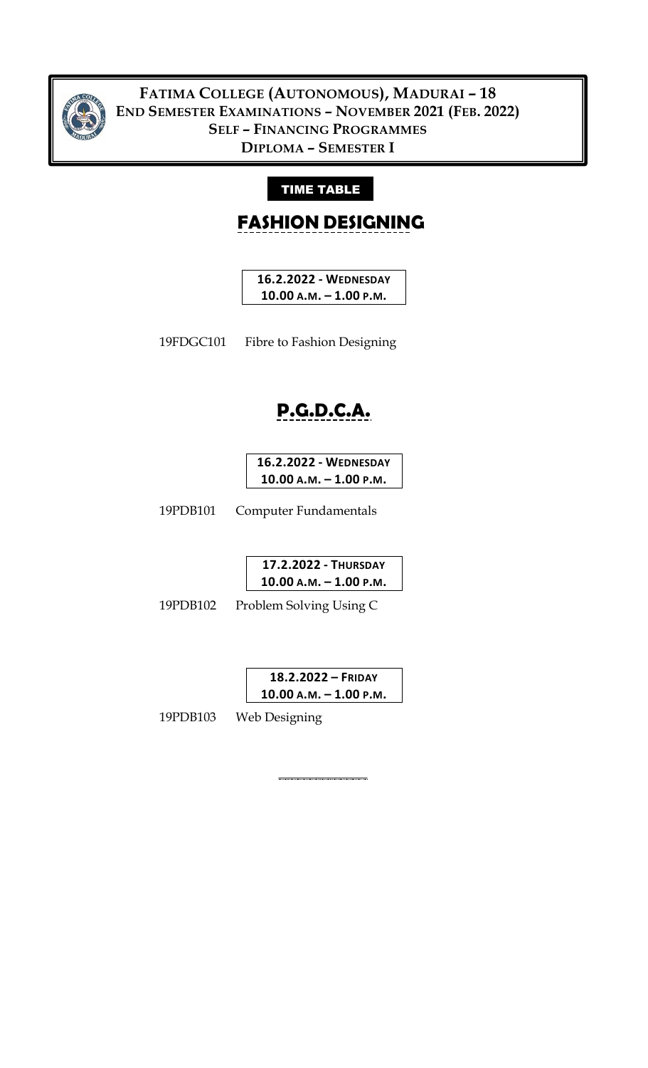**FATIMA COLLEGE (AUTONOMOUS), MADURAI – 18**
**END SEMESTER EXAMINATIONS – NOVEMBER 2021 (FEB. 2022)**
**SELF – FINANCING PROGRAMMES**
**DIPLOMA – SEMESTER I**

**TIME TABLE**

# FASHION DESIGNING

**16.2.2022 - WEDNESDAY**
**10.00 A.M. – 1.00 P.M.**

19FDGC101 Fibre to Fashion Designing

# P.G.D.C.A.

**16.2.2022 - WEDNESDAY**
**10.00 A.M. – 1.00 P.M.**

19PDB101 Computer Fundamentals

**17.2.2022 - THURSDAY**
**10.00 A.M. – 1.00 P.M.**

19PDB102 Problem Solving Using C

**18.2.2022 – FRIDAY**
**10.00 A.M. – 1.00 P.M.**

19PDB103 Web Designing